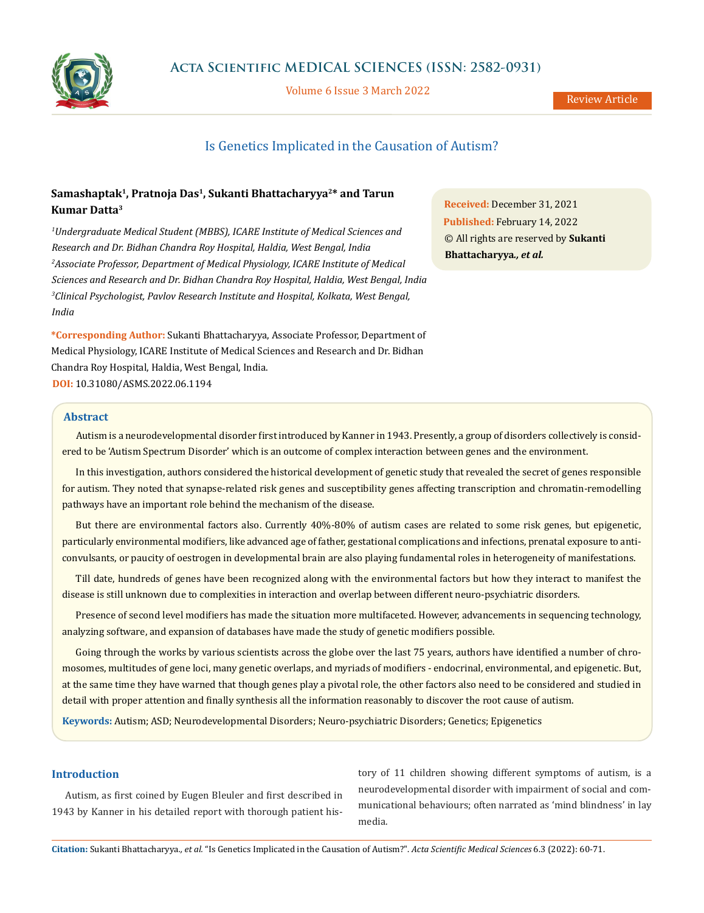# Is Genetics Implicated in the Causation of Autism?

**Samashaptak[1], Pratnoja Das[1], Sukanti Bhattacharyya[2]* and Tarun Kumar Datta[3]**

*[1]Undergraduate Medical Student (MBBS), ICARE Institute of Medical Sciences and Research and Dr. Bidhan Chandra Roy Hospital, Haldia, West Bengal, India*

*[2]Associate Professor, Department of Medical Physiology, ICARE Institute of Medical Sciences and Research and Dr. Bidhan Chandra Roy Hospital, Haldia, West Bengal, India*

*[3]Clinical Psychologist, Pavlov Research Institute and Hospital, Kolkata, West Bengal, India*

**\*Corresponding Author:** Sukanti Bhattacharyya, Associate Professor, Department of Medical Physiology, ICARE Institute of Medical Sciences and Research and Dr. Bidhan Chandra Roy Hospital, Haldia, West Bengal, India.

**DOI:** 10.31080/ASMS.2022.06.1194

**Received:** December 31, 2021

**Published:** February 14, 2022

© All rights are reserved by **Sukanti Bhattacharyya., *et al.***

## Abstract

Autism is a neurodevelopmental disorder first introduced by Kanner in 1943. Presently, a group of disorders collectively is considered to be 'Autism Spectrum Disorder' which is an outcome of complex interaction between genes and the environment.

In this investigation, authors considered the historical development of genetic study that revealed the secret of genes responsible for autism. They noted that synapse-related risk genes and susceptibility genes affecting transcription and chromatin-remodelling pathways have an important role behind the mechanism of the disease.

But there are environmental factors also. Currently 40%-80% of autism cases are related to some risk genes, but epigenetic, particularly environmental modifiers, like advanced age of father, gestational complications and infections, prenatal exposure to anti-convulsants, or paucity of oestrogen in developmental brain are also playing fundamental roles in heterogeneity of manifestations.

Till date, hundreds of genes have been recognized along with the environmental factors but how they interact to manifest the disease is still unknown due to complexities in interaction and overlap between different neuro-psychiatric disorders.

Presence of second level modifiers has made the situation more multifaceted. However, advancements in sequencing technology, analyzing software, and expansion of databases have made the study of genetic modifiers possible.

Going through the works by various scientists across the globe over the last 75 years, authors have identified a number of chromosomes, multitudes of gene loci, many genetic overlaps, and myriads of modifiers - endocrinal, environmental, and epigenetic. But, at the same time they have warned that though genes play a pivotal role, the other factors also need to be considered and studied in detail with proper attention and finally synthesis all the information reasonably to discover the root cause of autism.

**Keywords:** Autism; ASD; Neurodevelopmental Disorders; Neuro-psychiatric Disorders; Genetics; Epigenetics

## Introduction

Autism, as first coined by Eugen Bleuler and first described in 1943 by Kanner in his detailed report with thorough patient history of 11 children showing different symptoms of autism, is a neurodevelopmental disorder with impairment of social and communicational behaviours; often narrated as 'mind blindness' in lay media.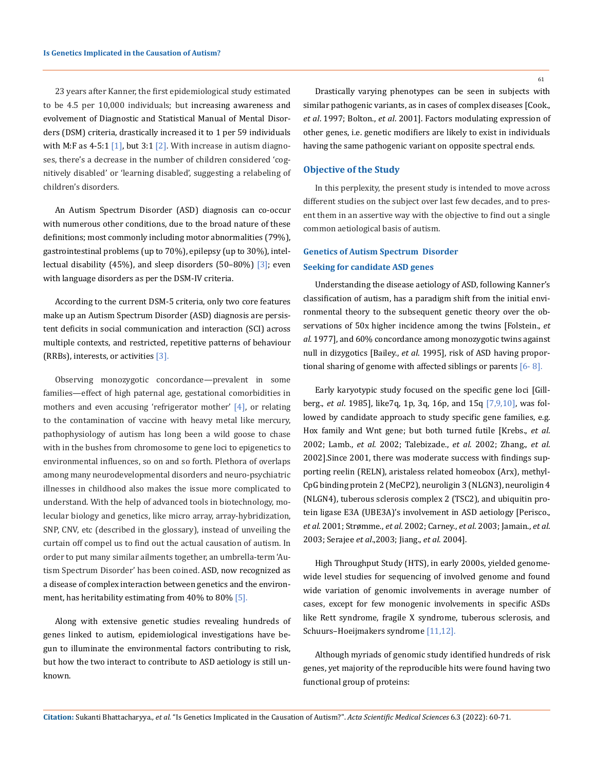23 years after Kanner, the first epidemiological study estimated to be 4.5 per 10,000 individuals; but increasing awareness and evolvement of Diagnostic and Statistical Manual of Mental Disorders (DSM) criteria, drastically increased it to 1 per 59 individuals with M:F as 4-5:1 [1], but 3:1 [2]. With increase in autism diagnoses, there's a decrease in the number of children considered 'cognitively disabled' or 'learning disabled', suggesting a relabeling of children's disorders.

An Autism Spectrum Disorder (ASD) diagnosis can co-occur with numerous other conditions, due to the broad nature of these definitions; most commonly including motor abnormalities (79%), gastrointestinal problems (up to 70%), epilepsy (up to 30%), intellectual disability (45%), and sleep disorders (50–80%) [3]; even with language disorders as per the DSM-IV criteria.

According to the current DSM-5 criteria, only two core features make up an Autism Spectrum Disorder (ASD) diagnosis are persistent deficits in social communication and interaction (SCI) across multiple contexts, and restricted, repetitive patterns of behaviour (RRBs), interests, or activities [3].

Observing monozygotic concordance—prevalent in some families—effect of high paternal age, gestational comorbidities in mothers and even accusing 'refrigerator mother' [4], or relating to the contamination of vaccine with heavy metal like mercury, pathophysiology of autism has long been a wild goose to chase with in the bushes from chromosome to gene loci to epigenetics to environmental influences, so on and so forth. Plethora of overlaps among many neurodevelopmental disorders and neuro-psychiatric illnesses in childhood also makes the issue more complicated to understand. With the help of advanced tools in biotechnology, molecular biology and genetics, like micro array, array-hybridization, SNP, CNV, etc (described in the glossary), instead of unveiling the curtain off compel us to find out the actual causation of autism. In order to put many similar ailments together, an umbrella-term 'Autism Spectrum Disorder' has been coined. ASD, now recognized as a disease of complex interaction between genetics and the environment, has heritability estimating from 40% to 80% [5].

Along with extensive genetic studies revealing hundreds of genes linked to autism, epidemiological investigations have begun to illuminate the environmental factors contributing to risk, but how the two interact to contribute to ASD aetiology is still unknown.

Drastically varying phenotypes can be seen in subjects with similar pathogenic variants, as in cases of complex diseases [Cook., *et al*. 1997; Bolton., *et al*. 2001]. Factors modulating expression of other genes, i.e. genetic modifiers are likely to exist in individuals having the same pathogenic variant on opposite spectral ends.

## Objective of the Study

In this perplexity, the present study is intended to move across different studies on the subject over last few decades, and to present them in an assertive way with the objective to find out a single common aetiological basis of autism.

## Genetics of Autism Spectrum Disorder

### Seeking for candidate ASD genes

Understanding the disease aetiology of ASD, following Kanner's classification of autism, has a paradigm shift from the initial environmental theory to the subsequent genetic theory over the observations of 50x higher incidence among the twins [Folstein., *et al*. 1977], and 60% concordance among monozygotic twins against null in dizygotics [Bailey., *et al*. 1995], risk of ASD having proportional sharing of genome with affected siblings or parents [6- 8].

Early karyotypic study focused on the specific gene loci [Gillberg., *et al*. 1985], like7q, 1p, 3q, 16p, and 15q [7,9,10], was followed by candidate approach to study specific gene families, e.g. Hox family and Wnt gene; but both turned futile [Krebs., *et al*. 2002; Lamb., *et al*. 2002; Talebizade., *et al*. 2002; Zhang., *et al*. 2002].Since 2001, there was moderate success with findings supporting reelin (RELN), aristaless related homeobox (Arx), methyl-CpG binding protein 2 (MeCP2), neuroligin 3 (NLGN3), neuroligin 4 (NLGN4), tuberous sclerosis complex 2 (TSC2), and ubiquitin protein ligase E3A (UBE3A)'s involvement in ASD aetiology [Perisco., *et al*. 2001; Strømme., *et al*. 2002; Carney., *et al*. 2003; Jamain., *et al*. 2003; Serajee *et al*.,2003; Jiang., *et al*. 2004].

High Throughput Study (HTS), in early 2000s, yielded genome-wide level studies for sequencing of involved genome and found wide variation of genomic involvements in average number of cases, except for few monogenic involvements in specific ASDs like Rett syndrome, fragile X syndrome, tuberous sclerosis, and Schuurs–Hoeijmakers syndrome [11,12].

Although myriads of genomic study identified hundreds of risk genes, yet majority of the reproducible hits were found having two functional group of proteins: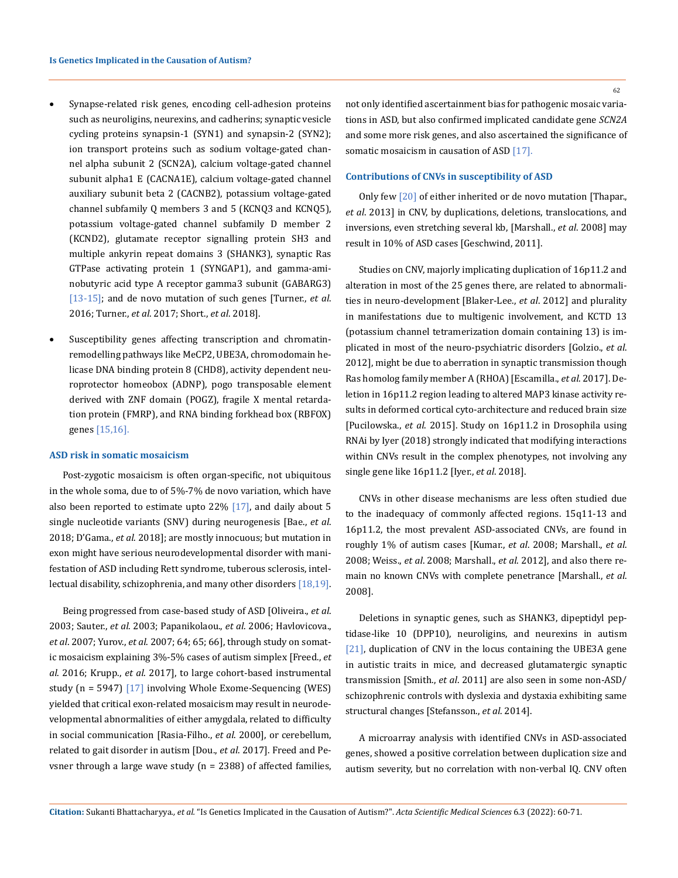- Synapse-related risk genes, encoding cell-adhesion proteins such as neuroligins, neurexins, and cadherins; synaptic vesicle cycling proteins synapsin-1 (SYN1) and synapsin-2 (SYN2); ion transport proteins such as sodium voltage-gated channel alpha subunit 2 (SCN2A), calcium voltage-gated channel subunit alpha1 E (CACNA1E), calcium voltage-gated channel auxiliary subunit beta 2 (CACNB2), potassium voltage-gated channel subfamily Q members 3 and 5 (KCNQ3 and KCNQ5), potassium voltage-gated channel subfamily D member 2 (KCND2), glutamate receptor signalling protein SH3 and multiple ankyrin repeat domains 3 (SHANK3), synaptic Ras GTPase activating protein 1 (SYNGAP1), and gamma-aminobutyric acid type A receptor gamma3 subunit (GABARG3) [13-15]; and de novo mutation of such genes [Turner., *et al*. 2016; Turner., *et al*. 2017; Short., *et al*. 2018].
- Susceptibility genes affecting transcription and chromatin-remodelling pathways like MeCP2, UBE3A, chromodomain helicase DNA binding protein 8 (CHD8), activity dependent neuroprotector homeobox (ADNP), pogo transposable element derived with ZNF domain (POGZ), fragile X mental retardation protein (FMRP), and RNA binding forkhead box (RBFOX) genes [15,16].

### ASD risk in somatic mosaicism

Post-zygotic mosaicism is often organ-specific, not ubiquitous in the whole soma, due to of 5%-7% de novo variation, which have also been reported to estimate upto 22% [17], and daily about 5 single nucleotide variants (SNV) during neurogenesis [Bae., *et al*. 2018; D'Gama., *et al*. 2018]; are mostly innocuous; but mutation in exon might have serious neurodevelopmental disorder with manifestation of ASD including Rett syndrome, tuberous sclerosis, intellectual disability, schizophrenia, and many other disorders [18,19].

Being progressed from case-based study of ASD [Oliveira., *et al*. 2003; Sauter., *et al*. 2003; Papanikolaou., *et al*. 2006; Havlovicova., *et al*. 2007; Yurov., *et al*. 2007; 64; 65; 66], through study on somatic mosaicism explaining 3%-5% cases of autism simplex [Freed., *et al*. 2016; Krupp., *et al*. 2017], to large cohort-based instrumental study (n = 5947) [17] involving Whole Exome-Sequencing (WES) yielded that critical exon-related mosaicism may result in neurodevelopmental abnormalities of either amygdala, related to difficulty in social communication [Rasia-Filho., *et al*. 2000], or cerebellum, related to gait disorder in autism [Dou., *et al*. 2017]. Freed and Pevsner through a large wave study (n = 2388) of affected families, not only identified ascertainment bias for pathogenic mosaic variations in ASD, but also confirmed implicated candidate gene *SCN2A* and some more risk genes, and also ascertained the significance of somatic mosaicism in causation of ASD [17].

### Contributions of CNVs in susceptibility of ASD

Only few [20] of either inherited or de novo mutation [Thapar., *et al*. 2013] in CNV, by duplications, deletions, translocations, and inversions, even stretching several kb, [Marshall., *et al*. 2008] may result in 10% of ASD cases [Geschwind, 2011].

Studies on CNV, majorly implicating duplication of 16p11.2 and alteration in most of the 25 genes there, are related to abnormalities in neuro-development [Blaker-Lee., *et al*. 2012] and plurality in manifestations due to multigenic involvement, and KCTD 13 (potassium channel tetramerization domain containing 13) is implicated in most of the neuro-psychiatric disorders [Golzio., *et al*. 2012], might be due to aberration in synaptic transmission though Ras homolog family member A (RHOA) [Escamilla., *et al*. 2017]. Deletion in 16p11.2 region leading to altered MAP3 kinase activity results in deformed cortical cyto-architecture and reduced brain size [Pucilowska., *et al*. 2015]. Study on 16p11.2 in Drosophila using RNAi by Iyer (2018) strongly indicated that modifying interactions within CNVs result in the complex phenotypes, not involving any single gene like 16p11.2 [Iyer., *et al*. 2018].

CNVs in other disease mechanisms are less often studied due to the inadequacy of commonly affected regions. 15q11-13 and 16p11.2, the most prevalent ASD-associated CNVs, are found in roughly 1% of autism cases [Kumar., *et al*. 2008; Marshall., *et al*. 2008; Weiss., *et al*. 2008; Marshall., *et al*. 2012], and also there remain no known CNVs with complete penetrance [Marshall., *et al*. 2008].

Deletions in synaptic genes, such as SHANK3, dipeptidyl peptidase-like 10 (DPP10), neuroligins, and neurexins in autism [21], duplication of CNV in the locus containing the UBE3A gene in autistic traits in mice, and decreased glutamatergic synaptic transmission [Smith., *et al*. 2011] are also seen in some non-ASD/schizophrenic controls with dyslexia and dystaxia exhibiting same structural changes [Stefansson., *et al*. 2014].

A microarray analysis with identified CNVs in ASD-associated genes, showed a positive correlation between duplication size and autism severity, but no correlation with non-verbal IQ. CNV often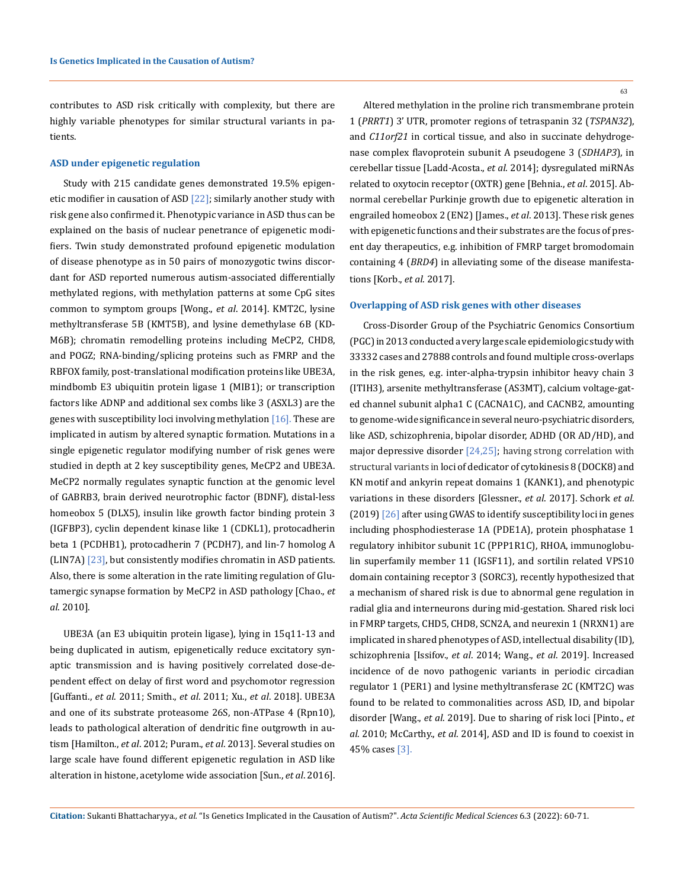contributes to ASD risk critically with complexity, but there are highly variable phenotypes for similar structural variants in patients.

### ASD under epigenetic regulation

Study with 215 candidate genes demonstrated 19.5% epigenetic modifier in causation of ASD [22]; similarly another study with risk gene also confirmed it. Phenotypic variance in ASD thus can be explained on the basis of nuclear penetrance of epigenetic modifiers. Twin study demonstrated profound epigenetic modulation of disease phenotype as in 50 pairs of monozygotic twins discordant for ASD reported numerous autism-associated differentially methylated regions, with methylation patterns at some CpG sites common to symptom groups [Wong., *et al*. 2014]. KMT2C, lysine methyltransferase 5B (KMT5B), and lysine demethylase 6B (KDM6B); chromatin remodelling proteins including MeCP2, CHD8, and POGZ; RNA-binding/splicing proteins such as FMRP and the RBFOX family, post-translational modification proteins like UBE3A, mindbomb E3 ubiquitin protein ligase 1 (MIB1); or transcription factors like ADNP and additional sex combs like 3 (ASXL3) are the genes with susceptibility loci involving methylation [16]. These are implicated in autism by altered synaptic formation. Mutations in a single epigenetic regulator modifying number of risk genes were studied in depth at 2 key susceptibility genes, MeCP2 and UBE3A. MeCP2 normally regulates synaptic function at the genomic level of GABRB3, brain derived neurotrophic factor (BDNF), distal-less homeobox 5 (DLX5), insulin like growth factor binding protein 3 (IGFBP3), cyclin dependent kinase like 1 (CDKL1), protocadherin beta 1 (PCDHB1), protocadherin 7 (PCDH7), and lin-7 homolog A (LIN7A) [23], but consistently modifies chromatin in ASD patients. Also, there is some alteration in the rate limiting regulation of Glutamergic synapse formation by MeCP2 in ASD pathology [Chao., *et al*. 2010].

UBE3A (an E3 ubiquitin protein ligase), lying in 15q11-13 and being duplicated in autism, epigenetically reduce excitatory synaptic transmission and is having positively correlated dose-dependent effect on delay of first word and psychomotor regression [Guffanti., *et al*. 2011; Smith., *et al*. 2011; Xu., *et al*. 2018]. UBE3A and one of its substrate proteasome 26S, non-ATPase 4 (Rpn10), leads to pathological alteration of dendritic fine outgrowth in autism [Hamilton., *et al*. 2012; Puram., *et al*. 2013]. Several studies on large scale have found different epigenetic regulation in ASD like alteration in histone, acetylome wide association [Sun., *et al*. 2016].

Altered methylation in the proline rich transmembrane protein 1 (*PRRT1*) 3' UTR, promoter regions of tetraspanin 32 (*TSPAN32*), and *C11orf21* in cortical tissue, and also in succinate dehydrogenase complex flavoprotein subunit A pseudogene 3 (*SDHAP3*), in cerebellar tissue [Ladd-Acosta., *et al*. 2014]; dysregulated miRNAs related to oxytocin receptor (OXTR) gene [Behnia., *et al*. 2015]. Abnormal cerebellar Purkinje growth due to epigenetic alteration in engrailed homeobox 2 (EN2) [James., *et al*. 2013]. These risk genes with epigenetic functions and their substrates are the focus of present day therapeutics, e.g. inhibition of FMRP target bromodomain containing 4 (*BRD4*) in alleviating some of the disease manifestations [Korb., *et al*. 2017].

### Overlapping of ASD risk genes with other diseases

Cross-Disorder Group of the Psychiatric Genomics Consortium (PGC) in 2013 conducted a very large scale epidemiologic study with 33332 cases and 27888 controls and found multiple cross-overlaps in the risk genes, e.g. inter-alpha-trypsin inhibitor heavy chain 3 (ITIH3), arsenite methyltransferase (AS3MT), calcium voltage-gated channel subunit alpha1 C (CACNA1C), and CACNB2, amounting to genome-wide significance in several neuro-psychiatric disorders, like ASD, schizophrenia, bipolar disorder, ADHD (OR AD/HD), and major depressive disorder [24,25]; having strong correlation with structural variants in loci of dedicator of cytokinesis 8 (DOCK8) and KN motif and ankyrin repeat domains 1 (KANK1), and phenotypic variations in these disorders [Glessner., *et al*. 2017]. Schork *et al*. (2019) [26] after using GWAS to identify susceptibility loci in genes including phosphodiesterase 1A (PDE1A), protein phosphatase 1 regulatory inhibitor subunit 1C (PPP1R1C), RHOA, immunoglobulin superfamily member 11 (IGSF11), and sortilin related VPS10 domain containing receptor 3 (SORC3), recently hypothesized that a mechanism of shared risk is due to abnormal gene regulation in radial glia and interneurons during mid-gestation. Shared risk loci in FMRP targets, CHD5, CHD8, SCN2A, and neurexin 1 (NRXN1) are implicated in shared phenotypes of ASD, intellectual disability (ID), schizophrenia [Issifov., *et al*. 2014; Wang., *et al*. 2019]. Increased incidence of de novo pathogenic variants in periodic circadian regulator 1 (PER1) and lysine methyltransferase 2C (KMT2C) was found to be related to commonalities across ASD, ID, and bipolar disorder [Wang., *et al*. 2019]. Due to sharing of risk loci [Pinto., *et al*. 2010; McCarthy., *et al*. 2014], ASD and ID is found to coexist in 45% cases [3].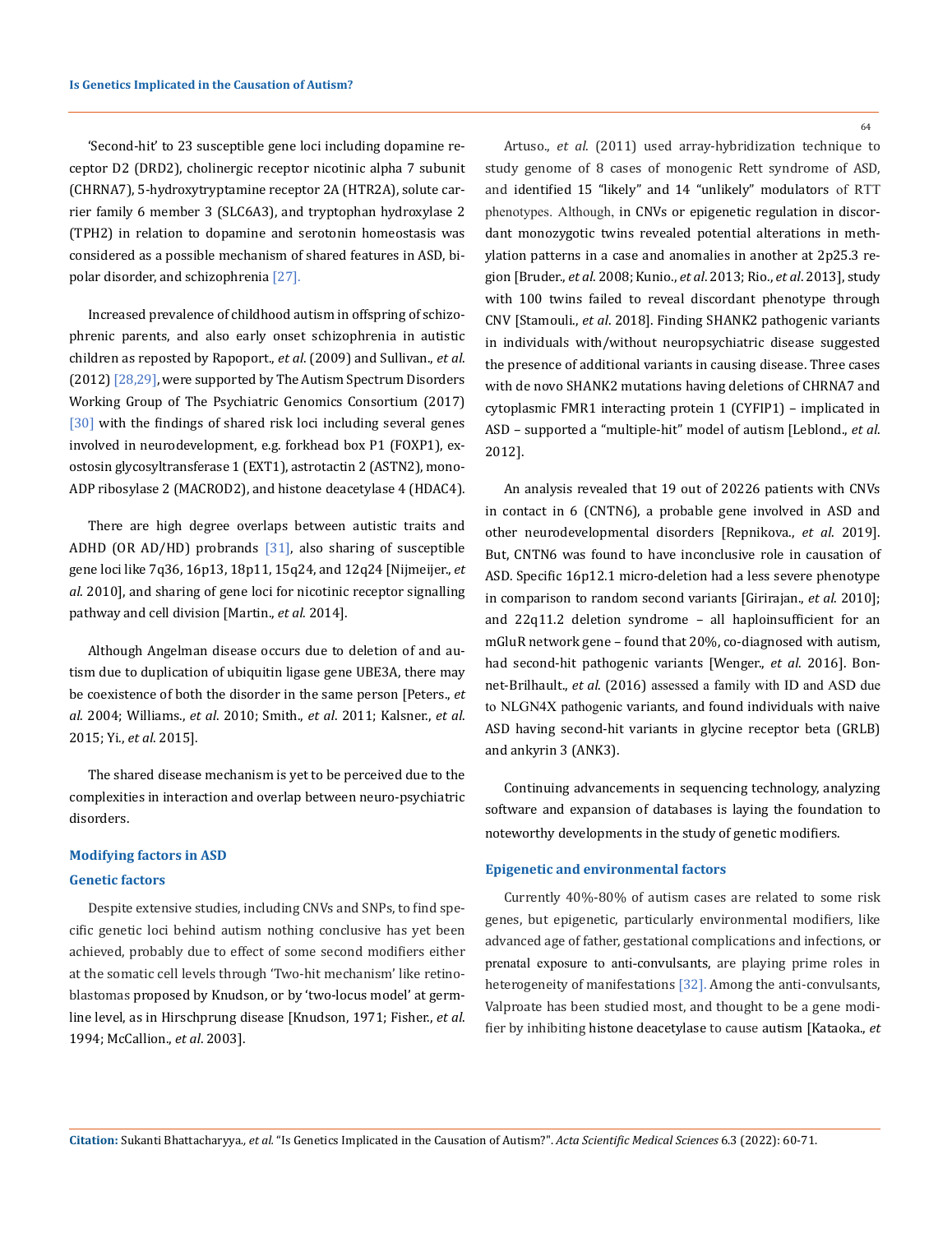'Second-hit' to 23 susceptible gene loci including dopamine receptor D2 (DRD2), cholinergic receptor nicotinic alpha 7 subunit (CHRNA7), 5-hydroxytryptamine receptor 2A (HTR2A), solute carrier family 6 member 3 (SLC6A3), and tryptophan hydroxylase 2 (TPH2) in relation to dopamine and serotonin homeostasis was considered as a possible mechanism of shared features in ASD, bipolar disorder, and schizophrenia [27].

Increased prevalence of childhood autism in offspring of schizophrenic parents, and also early onset schizophrenia in autistic children as reposted by Rapoport., *et al*. (2009) and Sullivan., *et al*. (2012) [28,29], were supported by The Autism Spectrum Disorders Working Group of The Psychiatric Genomics Consortium (2017) [30] with the findings of shared risk loci including several genes involved in neurodevelopment, e.g. forkhead box P1 (FOXP1), exostosin glycosyltransferase 1 (EXT1), astrotactin 2 (ASTN2), mono-ADP ribosylase 2 (MACROD2), and histone deacetylase 4 (HDAC4).

There are high degree overlaps between autistic traits and ADHD (OR AD/HD) probrands [31], also sharing of susceptible gene loci like 7q36, 16p13, 18p11, 15q24, and 12q24 [Nijmeijer., *et al*. 2010], and sharing of gene loci for nicotinic receptor signalling pathway and cell division [Martin., *et al*. 2014].

Although Angelman disease occurs due to deletion of and autism due to duplication of ubiquitin ligase gene UBE3A, there may be coexistence of both the disorder in the same person [Peters., *et al*. 2004; Williams., *et al*. 2010; Smith., *et al*. 2011; Kalsner., *et al*. 2015; Yi., *et al*. 2015].

The shared disease mechanism is yet to be perceived due to the complexities in interaction and overlap between neuro-psychiatric disorders.

## Modifying factors in ASD

### Genetic factors

Despite extensive studies, including CNVs and SNPs, to find specific genetic loci behind autism nothing conclusive has yet been achieved, probably due to effect of some second modifiers either at the somatic cell levels through 'Two-hit mechanism' like retinoblastomas proposed by Knudson, or by 'two-locus model' at germline level, as in Hirschprung disease [Knudson, 1971; Fisher., *et al*. 1994; McCallion., *et al*. 2003].

Artuso., *et al*. (2011) used array-hybridization technique to study genome of 8 cases of monogenic Rett syndrome of ASD, and identified 15 "likely" and 14 "unlikely" modulators of RTT phenotypes. Although, in CNVs or epigenetic regulation in discordant monozygotic twins revealed potential alterations in methylation patterns in a case and anomalies in another at 2p25.3 region [Bruder., *et al*. 2008; Kunio., *et al*. 2013; Rio., *et al*. 2013], study with 100 twins failed to reveal discordant phenotype through CNV [Stamouli., *et al*. 2018]. Finding SHANK2 pathogenic variants in individuals with/without neuropsychiatric disease suggested the presence of additional variants in causing disease. Three cases with de novo SHANK2 mutations having deletions of CHRNA7 and cytoplasmic FMR1 interacting protein 1 (CYFIP1) – implicated in ASD – supported a "multiple-hit" model of autism [Leblond., *et al*. 2012].

An analysis revealed that 19 out of 20226 patients with CNVs in contact in 6 (CNTN6), a probable gene involved in ASD and other neurodevelopmental disorders [Repnikova., *et al*. 2019]. But, CNTN6 was found to have inconclusive role in causation of ASD. Specific 16p12.1 micro-deletion had a less severe phenotype in comparison to random second variants [Girirajan., *et al*. 2010]; and 22q11.2 deletion syndrome – all haploinsufficient for an mGluR network gene – found that 20%, co-diagnosed with autism, had second-hit pathogenic variants [Wenger., *et al*. 2016]. Bonnet-Brilhault., *et al*. (2016) assessed a family with ID and ASD due to NLGN4X pathogenic variants, and found individuals with naive ASD having second-hit variants in glycine receptor beta (GRLB) and ankyrin 3 (ANK3).

Continuing advancements in sequencing technology, analyzing software and expansion of databases is laying the foundation to noteworthy developments in the study of genetic modifiers.

### Epigenetic and environmental factors

Currently 40%-80% of autism cases are related to some risk genes, but epigenetic, particularly environmental modifiers, like advanced age of father, gestational complications and infections, or prenatal exposure to anti-convulsants, are playing prime roles in heterogeneity of manifestations [32]. Among the anti-convulsants, Valproate has been studied most, and thought to be a gene modifier by inhibiting histone deacetylase to cause autism [Kataoka., *et*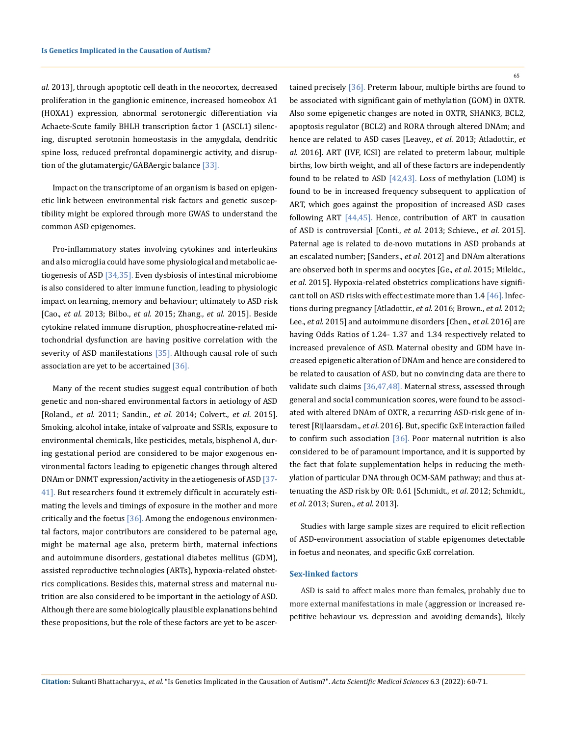*al.* 2013], through apoptotic cell death in the neocortex, decreased proliferation in the ganglionic eminence, increased homeobox A1 (HOXA1) expression, abnormal serotonergic differentiation via Achaete-Scute family BHLH transcription factor 1 (ASCL1) silencing, disrupted serotonin homeostasis in the amygdala, dendritic spine loss, reduced prefrontal dopaminergic activity, and disruption of the glutamatergic/GABAergic balance [33].

Impact on the transcriptome of an organism is based on epigenetic link between environmental risk factors and genetic susceptibility might be explored through more GWAS to understand the common ASD epigenomes.

Pro-inflammatory states involving cytokines and interleukins and also microglia could have some physiological and metabolic aetiogenesis of ASD [34,35]. Even dysbiosis of intestinal microbiome is also considered to alter immune function, leading to physiologic impact on learning, memory and behaviour; ultimately to ASD risk [Cao., *et al.* 2013; Bilbo., *et al.* 2015; Zhang., *et al.* 2015]. Beside cytokine related immune disruption, phosphocreatine-related mitochondrial dysfunction are having positive correlation with the severity of ASD manifestations [35]. Although causal role of such association are yet to be accertained [36].

Many of the recent studies suggest equal contribution of both genetic and non-shared environmental factors in aetiology of ASD [Roland., *et al.* 2011; Sandin., *et al.* 2014; Colvert., *et al.* 2015]. Smoking, alcohol intake, intake of valproate and SSRIs, exposure to environmental chemicals, like pesticides, metals, bisphenol A, during gestational period are considered to be major exogenous environmental factors leading to epigenetic changes through altered DNAm or DNMT expression/activity in the aetiogenesis of ASD [37-41]. But researchers found it extremely difficult in accurately estimating the levels and timings of exposure in the mother and more critically and the foetus [36]. Among the endogenous environmental factors, major contributors are considered to be paternal age, might be maternal age also, preterm birth, maternal infections and autoimmune disorders, gestational diabetes mellitus (GDM), assisted reproductive technologies (ARTs), hypoxia-related obstetrics complications. Besides this, maternal stress and maternal nutrition are also considered to be important in the aetiology of ASD. Although there are some biologically plausible explanations behind these propositions, but the role of these factors are yet to be ascertained precisely [36]. Preterm labour, multiple births are found to be associated with significant gain of methylation (GOM) in OXTR. Also some epigenetic changes are noted in OXTR, SHANK3, BCL2, apoptosis regulator (BCL2) and RORA through altered DNAm; and hence are related to ASD cases [Leavey., *et al.* 2013; Atladottir., *et al.* 2016]. ART (IVF, ICSI) are related to preterm labour, multiple births, low birth weight, and all of these factors are independently found to be related to ASD [42,43]. Loss of methylation (LOM) is found to be in increased frequency subsequent to application of ART, which goes against the proposition of increased ASD cases following ART [44,45]. Hence, contribution of ART in causation of ASD is controversial [Conti., *et al.* 2013; Schieve., *et al.* 2015]. Paternal age is related to de-novo mutations in ASD probands at an escalated number; [Sanders., *et al.* 2012] and DNAm alterations are observed both in sperms and oocytes [Ge., *et al.* 2015; Milekic., *et al.* 2015]. Hypoxia-related obstetrics complications have significant toll on ASD risks with effect estimate more than 1.4 [46]. Infections during pregnancy [Atladottir., *et al.* 2016; Brown., *et al.* 2012; Lee., *et al.* 2015] and autoimmune disorders [Chen., *et al.* 2016] are having Odds Ratios of 1.24- 1.37 and 1.34 respectively related to increased prevalence of ASD. Maternal obesity and GDM have increased epigenetic alteration of DNAm and hence are considered to be related to causation of ASD, but no convincing data are there to validate such claims [36,47,48]. Maternal stress, assessed through general and social communication scores, were found to be associated with altered DNAm of OXTR, a recurring ASD-risk gene of interest [Rijlaarsdam., *et al.* 2016]. But, specific GxE interaction failed to confirm such association [36]. Poor maternal nutrition is also considered to be of paramount importance, and it is supported by the fact that folate supplementation helps in reducing the methylation of particular DNA through OCM-SAM pathway; and thus attenuating the ASD risk by OR: 0.61 [Schmidt., *et al.* 2012; Schmidt., *et al.* 2013; Suren., *et al.* 2013].

Studies with large sample sizes are required to elicit reflection of ASD-environment association of stable epigenomes detectable in foetus and neonates, and specific GxE correlation.

### Sex-linked factors

ASD is said to affect males more than females, probably due to more external manifestations in male (aggression or increased repetitive behaviour vs. depression and avoiding demands), likely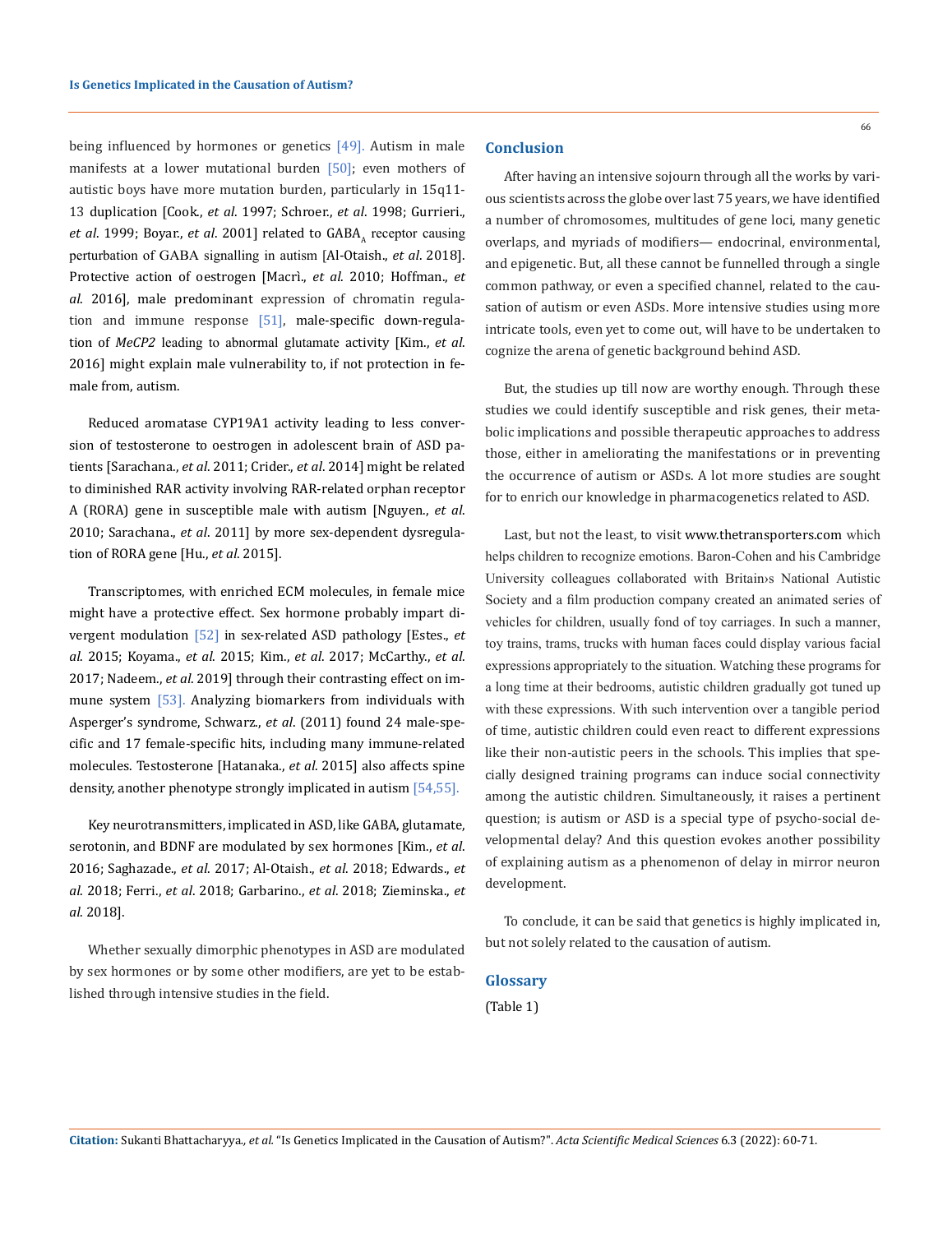being influenced by hormones or genetics [49]. Autism in male manifests at a lower mutational burden [50]; even mothers of autistic boys have more mutation burden, particularly in 15q11-13 duplication [Cook., *et al*. 1997; Schroer., *et al*. 1998; Gurrieri., *et al*. 1999; Boyar., *et al*. 2001] related to $GABA_A$ receptor causing perturbation of GABA signalling in autism [Al-Otaish., *et al*. 2018]. Protective action of oestrogen [Macrì., *et al*. 2010; Hoffman., *et al*. 2016], male predominant expression of chromatin regulation and immune response [51], male-specific down-regulation of *MeCP2* leading to abnormal glutamate activity [Kim., *et al*. 2016] might explain male vulnerability to, if not protection in female from, autism.

Reduced aromatase CYP19A1 activity leading to less conversion of testosterone to oestrogen in adolescent brain of ASD patients [Sarachana., *et al*. 2011; Crider., *et al*. 2014] might be related to diminished RAR activity involving RAR-related orphan receptor A (RORA) gene in susceptible male with autism [Nguyen., *et al*. 2010; Sarachana., *et al*. 2011] by more sex-dependent dysregulation of RORA gene [Hu., *et al*. 2015].

Transcriptomes, with enriched ECM molecules, in female mice might have a protective effect. Sex hormone probably impart divergent modulation [52] in sex-related ASD pathology [Estes., *et al*. 2015; Koyama., *et al*. 2015; Kim., *et al*. 2017; McCarthy., *et al*. 2017; Nadeem., *et al*. 2019] through their contrasting effect on immune system [53]. Analyzing biomarkers from individuals with Asperger's syndrome, Schwarz., *et al*. (2011) found 24 male-specific and 17 female-specific hits, including many immune-related molecules. Testosterone [Hatanaka., *et al*. 2015] also affects spine density, another phenotype strongly implicated in autism [54,55].

Key neurotransmitters, implicated in ASD, like GABA, glutamate, serotonin, and BDNF are modulated by sex hormones [Kim., *et al*. 2016; Saghazade., *et al*. 2017; Al-Otaish., *et al*. 2018; Edwards., *et al*. 2018; Ferri., *et al*. 2018; Garbarino., *et al*. 2018; Zieminska., *et al*. 2018].

Whether sexually dimorphic phenotypes in ASD are modulated by sex hormones or by some other modifiers, are yet to be established through intensive studies in the field.

## Conclusion

After having an intensive sojourn through all the works by various scientists across the globe over last 75 years, we have identified a number of chromosomes, multitudes of gene loci, many genetic overlaps, and myriads of modifiers— endocrinal, environmental, and epigenetic. But, all these cannot be funnelled through a single common pathway, or even a specified channel, related to the causation of autism or even ASDs. More intensive studies using more intricate tools, even yet to come out, will have to be undertaken to cognize the arena of genetic background behind ASD.

But, the studies up till now are worthy enough. Through these studies we could identify susceptible and risk genes, their metabolic implications and possible therapeutic approaches to address those, either in ameliorating the manifestations or in preventing the occurrence of autism or ASDs. A lot more studies are sought for to enrich our knowledge in pharmacogenetics related to ASD.

Last, but not the least, to visit www.thetransporters.com which helps children to recognize emotions. Baron-Cohen and his Cambridge University colleagues collaborated with Britain›s National Autistic Society and a film production company created an animated series of vehicles for children, usually fond of toy carriages. In such a manner, toy trains, trams, trucks with human faces could display various facial expressions appropriately to the situation. Watching these programs for a long time at their bedrooms, autistic children gradually got tuned up with these expressions. With such intervention over a tangible period of time, autistic children could even react to different expressions like their non-autistic peers in the schools. This implies that specially designed training programs can induce social connectivity among the autistic children. Simultaneously, it raises a pertinent question; is autism or ASD is a special type of psycho-social developmental delay? And this question evokes another possibility of explaining autism as a phenomenon of delay in mirror neuron development.

To conclude, it can be said that genetics is highly implicated in, but not solely related to the causation of autism.

## Glossary

(Table 1)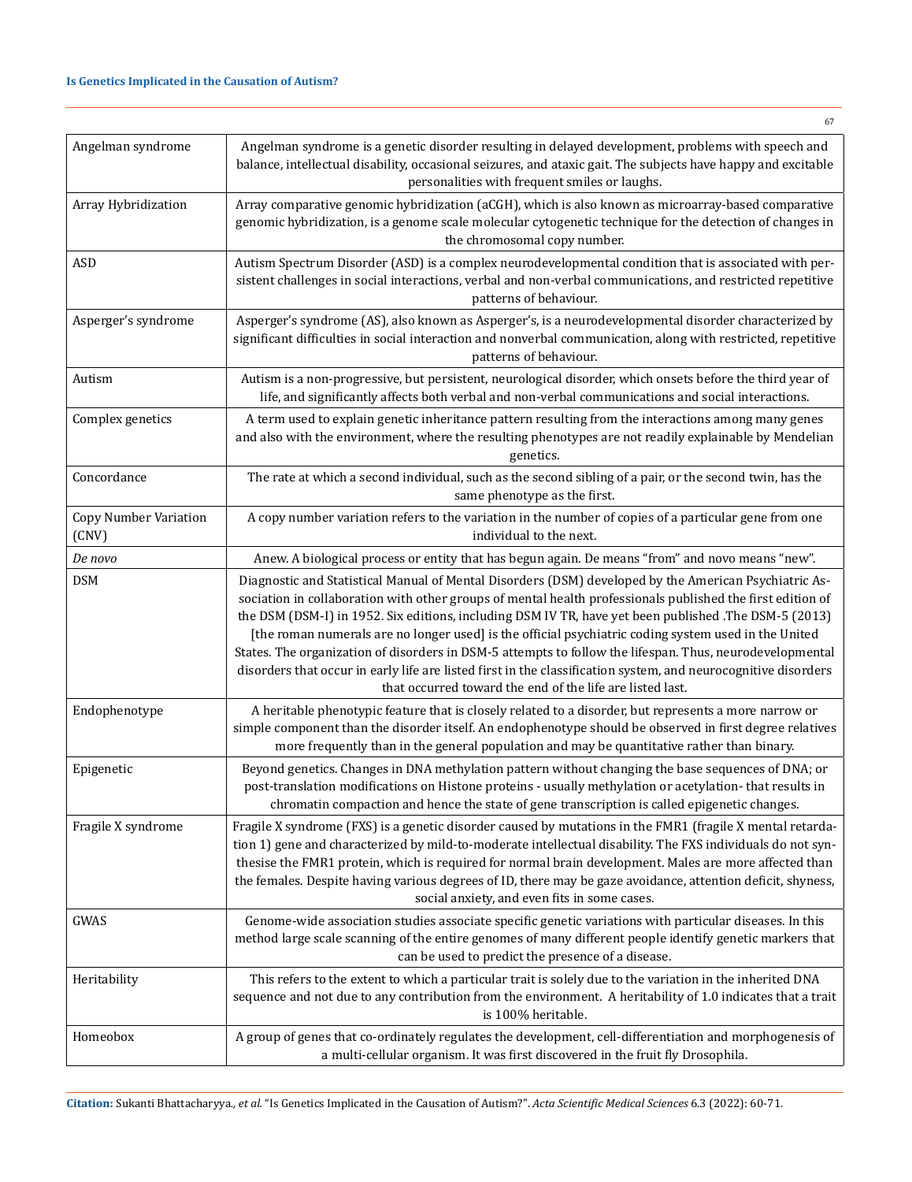| | |
|---|---|
| Angelman syndrome | Angelman syndrome is a genetic disorder resulting in delayed development, problems with speech and balance, intellectual disability, occasional seizures, and ataxic gait. The subjects have happy and excitable personalities with frequent smiles or laughs. |
| Array Hybridization | Array comparative genomic hybridization (aCGH), which is also known as microarray-based comparative genomic hybridization, is a genome scale molecular cytogenetic technique for the detection of changes in the chromosomal copy number. |
| ASD | Autism Spectrum Disorder (ASD) is a complex neurodevelopmental condition that is associated with persistent challenges in social interactions, verbal and non-verbal communications, and restricted repetitive patterns of behaviour. |
| Asperger's syndrome | Asperger's syndrome (AS), also known as Asperger's, is a neurodevelopmental disorder characterized by significant difficulties in social interaction and nonverbal communication, along with restricted, repetitive patterns of behaviour. |
| Autism | Autism is a non-progressive, but persistent, neurological disorder, which onsets before the third year of life, and significantly affects both verbal and non-verbal communications and social interactions. |
| Complex genetics | A term used to explain genetic inheritance pattern resulting from the interactions among many genes and also with the environment, where the resulting phenotypes are not readily explainable by Mendelian genetics. |
| Concordance | The rate at which a second individual, such as the second sibling of a pair, or the second twin, has the same phenotype as the first. |
| Copy Number Variation (CNV) | A copy number variation refers to the variation in the number of copies of a particular gene from one individual to the next. |
| *De novo* | Anew. A biological process or entity that has begun again. De means "from" and novo means "new". |
| DSM | Diagnostic and Statistical Manual of Mental Disorders (DSM) developed by the American Psychiatric Association in collaboration with other groups of mental health professionals published the first edition of the DSM (DSM-I) in 1952. Six editions, including DSM IV TR, have yet been published .The DSM-5 (2013) [the roman numerals are no longer used] is the official psychiatric coding system used in the United States. The organization of disorders in DSM-5 attempts to follow the lifespan. Thus, neurodevelopmental disorders that occur in early life are listed first in the classification system, and neurocognitive disorders that occurred toward the end of the life are listed last. |
| Endophenotype | A heritable phenotypic feature that is closely related to a disorder, but represents a more narrow or simple component than the disorder itself. An endophenotype should be observed in first degree relatives more frequently than in the general population and may be quantitative rather than binary. |
| Epigenetic | Beyond genetics. Changes in DNA methylation pattern without changing the base sequences of DNA; or post-translation modifications on Histone proteins - usually methylation or acetylation- that results in chromatin compaction and hence the state of gene transcription is called epigenetic changes. |
| Fragile X syndrome | Fragile X syndrome (FXS) is a genetic disorder caused by mutations in the FMR1 (fragile X mental retardation 1) gene and characterized by mild-to-moderate intellectual disability. The FXS individuals do not synthesise the FMR1 protein, which is required for normal brain development. Males are more affected than the females. Despite having various degrees of ID, there may be gaze avoidance, attention deficit, shyness, social anxiety, and even fits in some cases. |
| GWAS | Genome-wide association studies associate specific genetic variations with particular diseases. In this method large scale scanning of the entire genomes of many different people identify genetic markers that can be used to predict the presence of a disease. |
| Heritability | This refers to the extent to which a particular trait is solely due to the variation in the inherited DNA sequence and not due to any contribution from the environment. A heritability of 1.0 indicates that a trait is 100% heritable. |
| Homeobox | A group of genes that co-ordinately regulates the development, cell-differentiation and morphogenesis of a multi-cellular organism. It was first discovered in the fruit fly Drosophila. |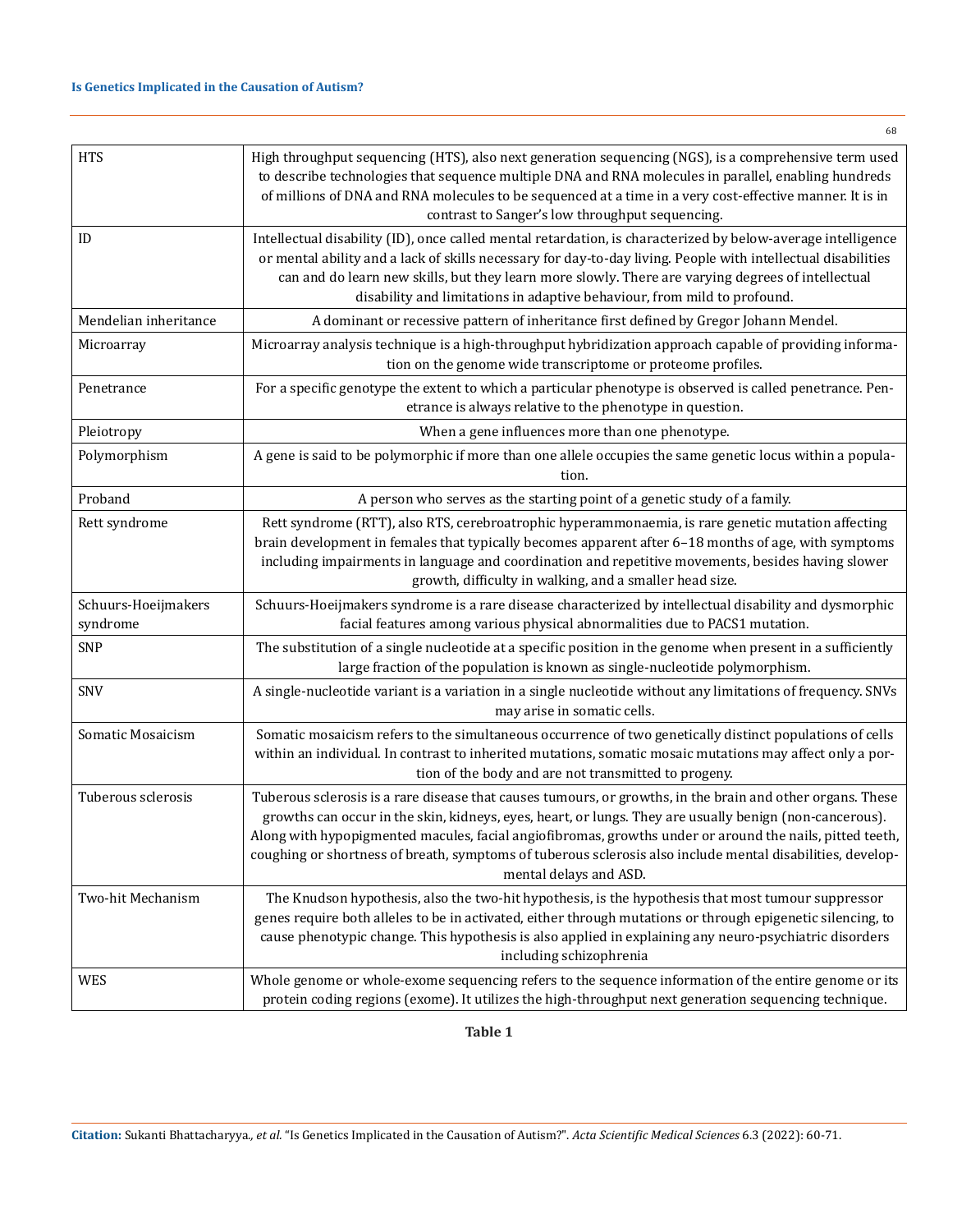| | |
|---|---|
| HTS | High throughput sequencing (HTS), also next generation sequencing (NGS), is a comprehensive term used to describe technologies that sequence multiple DNA and RNA molecules in parallel, enabling hundreds of millions of DNA and RNA molecules to be sequenced at a time in a very cost-effective manner. It is in contrast to Sanger's low throughput sequencing. |
| ID | Intellectual disability (ID), once called mental retardation, is characterized by below-average intelligence or mental ability and a lack of skills necessary for day-to-day living. People with intellectual disabilities can and do learn new skills, but they learn more slowly. There are varying degrees of intellectual disability and limitations in adaptive behaviour, from mild to profound. |
| Mendelian inheritance | A dominant or recessive pattern of inheritance first defined by Gregor Johann Mendel. |
| Microarray | Microarray analysis technique is a high-throughput hybridization approach capable of providing information on the genome wide transcriptome or proteome profiles. |
| Penetrance | For a specific genotype the extent to which a particular phenotype is observed is called penetrance. Penetrance is always relative to the phenotype in question. |
| Pleiotropy | When a gene influences more than one phenotype. |
| Polymorphism | A gene is said to be polymorphic if more than one allele occupies the same genetic locus within a population. |
| Proband | A person who serves as the starting point of a genetic study of a family. |
| Rett syndrome | Rett syndrome (RTT), also RTS, cerebroatrophic hyperammonaemia, is rare genetic mutation affecting brain development in females that typically becomes apparent after 6–18 months of age, with symptoms including impairments in language and coordination and repetitive movements, besides having slower growth, difficulty in walking, and a smaller head size. |
| Schuurs-Hoeijmakers syndrome | Schuurs-Hoeijmakers syndrome is a rare disease characterized by intellectual disability and dysmorphic facial features among various physical abnormalities due to PACS1 mutation. |
| SNP | The substitution of a single nucleotide at a specific position in the genome when present in a sufficiently large fraction of the population is known as single-nucleotide polymorphism. |
| SNV | A single-nucleotide variant is a variation in a single nucleotide without any limitations of frequency. SNVs may arise in somatic cells. |
| Somatic Mosaicism | Somatic mosaicism refers to the simultaneous occurrence of two genetically distinct populations of cells within an individual. In contrast to inherited mutations, somatic mosaic mutations may affect only a portion of the body and are not transmitted to progeny. |
| Tuberous sclerosis | Tuberous sclerosis is a rare disease that causes tumours, or growths, in the brain and other organs. These growths can occur in the skin, kidneys, eyes, heart, or lungs. They are usually benign (non-cancerous). Along with hypopigmented macules, facial angiofibromas, growths under or around the nails, pitted teeth, coughing or shortness of breath, symptoms of tuberous sclerosis also include mental disabilities, developmental delays and ASD. |
| Two-hit Mechanism | The Knudson hypothesis, also the two-hit hypothesis, is the hypothesis that most tumour suppressor genes require both alleles to be in activated, either through mutations or through epigenetic silencing, to cause phenotypic change. This hypothesis is also applied in explaining any neuro-psychiatric disorders including schizophrenia |
| WES | Whole genome or whole-exome sequencing refers to the sequence information of the entire genome or its protein coding regions (exome). It utilizes the high-throughput next generation sequencing technique. |

**Table 1**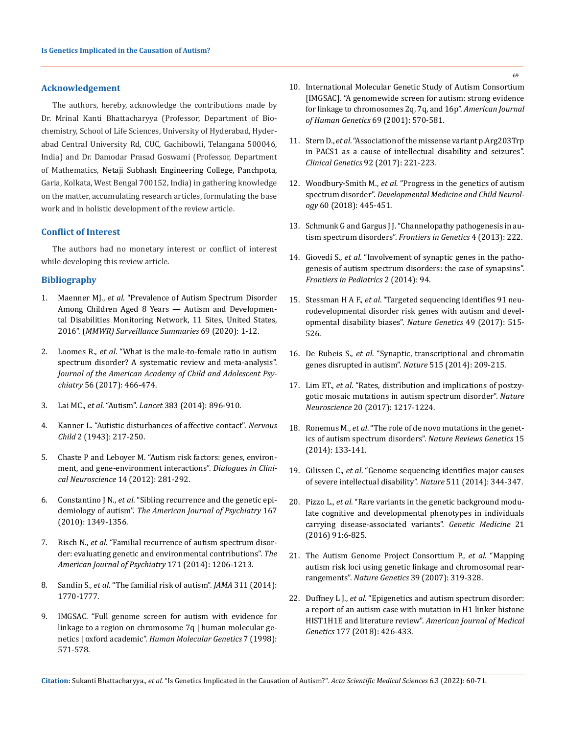## Acknowledgement

The authors, hereby, acknowledge the contributions made by Dr. Mrinal Kanti Bhattacharyya (Professor, Department of Biochemistry, School of Life Sciences, University of Hyderabad, Hyderabad Central University Rd, CUC, Gachibowli, Telangana 500046, India) and Dr. Damodar Prasad Goswami (Professor, Department of Mathematics, Netaji Subhash Engineering College, Panchpota, Garia, Kolkata, West Bengal 700152, India) in gathering knowledge on the matter, accumulating research articles, formulating the base work and in holistic development of the review article.

## Conflict of Interest

The authors had no monetary interest or conflict of interest while developing this review article.

## Bibliography

1. Maenner MJ., *et al*. "Prevalence of Autism Spectrum Disorder Among Children Aged 8 Years — Autism and Developmental Disabilities Monitoring Network, 11 Sites, United States, 2016". (*MMWR) Surveillance Summaries* 69 (2020): 1-12.
2. Loomes R., *et al*. "What is the male-to-female ratio in autism spectrum disorder? A systematic review and meta-analysis". *Journal of the American Academy of Child and Adolescent Psychiatry* 56 (2017): 466-474.
3. Lai MC., *et al*. "Autism". *Lancet* 383 (2014): 896-910.
4. Kanner L. "Autistic disturbances of affective contact". *Nervous Child* 2 (1943): 217-250.
5. Chaste P and Leboyer M. "Autism risk factors: genes, environment, and gene-environment interactions". *Dialogues in Clinical Neuroscience* 14 (2012): 281-292.
6. Constantino J N., *et al*. "Sibling recurrence and the genetic epidemiology of autism". *The American Journal of Psychiatry* 167 (2010): 1349-1356.
7. Risch N., *et al*. "Familial recurrence of autism spectrum disorder: evaluating genetic and environmental contributions". *The American Journal of Psychiatry* 171 (2014): 1206-1213.
8. Sandin S., *et al*. "The familial risk of autism". *JAMA* 311 (2014): 1770-1777.
9. IMGSAC. "Full genome screen for autism with evidence for linkage to a region on chromosome 7q | human molecular genetics | oxford academic". *Human Molecular Genetics* 7 (1998): 571-578.
10. International Molecular Genetic Study of Autism Consortium [IMGSAC]. "A genomewide screen for autism: strong evidence for linkage to chromosomes 2q, 7q, and 16p". *American Journal of Human Genetics* 69 (2001): 570-581.
11. Stern D., *et al*. "Association of the missense variant p.Arg203Trp in PACS1 as a cause of intellectual disability and seizures". *Clinical Genetics* 92 (2017): 221-223.
12. Woodbury-Smith M., *et al*. "Progress in the genetics of autism spectrum disorder". *Developmental Medicine and Child Neurology* 60 (2018): 445-451.
13. Schmunk G and Gargus J J. "Channelopathy pathogenesis in autism spectrum disorders". *Frontiers in Genetics* 4 (2013): 222.
14. Giovedí S., *et al*. "Involvement of synaptic genes in the pathogenesis of autism spectrum disorders: the case of synapsins". *Frontiers in Pediatrics* 2 (2014): 94.
15. Stessman H A F., *et al*. "Targeted sequencing identifies 91 neurodevelopmental disorder risk genes with autism and developmental disability biases". *Nature Genetics* 49 (2017): 515-526.
16. De Rubeis S., *et al*. "Synaptic, transcriptional and chromatin genes disrupted in autism". *Nature* 515 (2014): 209-215.
17. Lim ET., *et al*. "Rates, distribution and implications of postzygotic mosaic mutations in autism spectrum disorder". *Nature Neuroscience* 20 (2017): 1217-1224.
18. Ronemus M., *et al*. "The role of de novo mutations in the genetics of autism spectrum disorders". *Nature Reviews Genetics* 15 (2014): 133-141.
19. Gilissen C., *et al*. "Genome sequencing identifies major causes of severe intellectual disability". *Nature* 511 (2014): 344-347.
20. Pizzo L., *et al*. "Rare variants in the genetic background modulate cognitive and developmental phenotypes in individuals carrying disease-associated variants". *Genetic Medicine* 21 (2016) 91:6-825.
21. The Autism Genome Project Consortium P., *et al*. "Mapping autism risk loci using genetic linkage and chromosomal rearrangements". *Nature Genetics* 39 (2007): 319-328.
22. Duffney L J., *et al*. "Epigenetics and autism spectrum disorder: a report of an autism case with mutation in H1 linker histone HIST1H1E and literature review". *American Journal of Medical Genetics* 177 (2018): 426-433.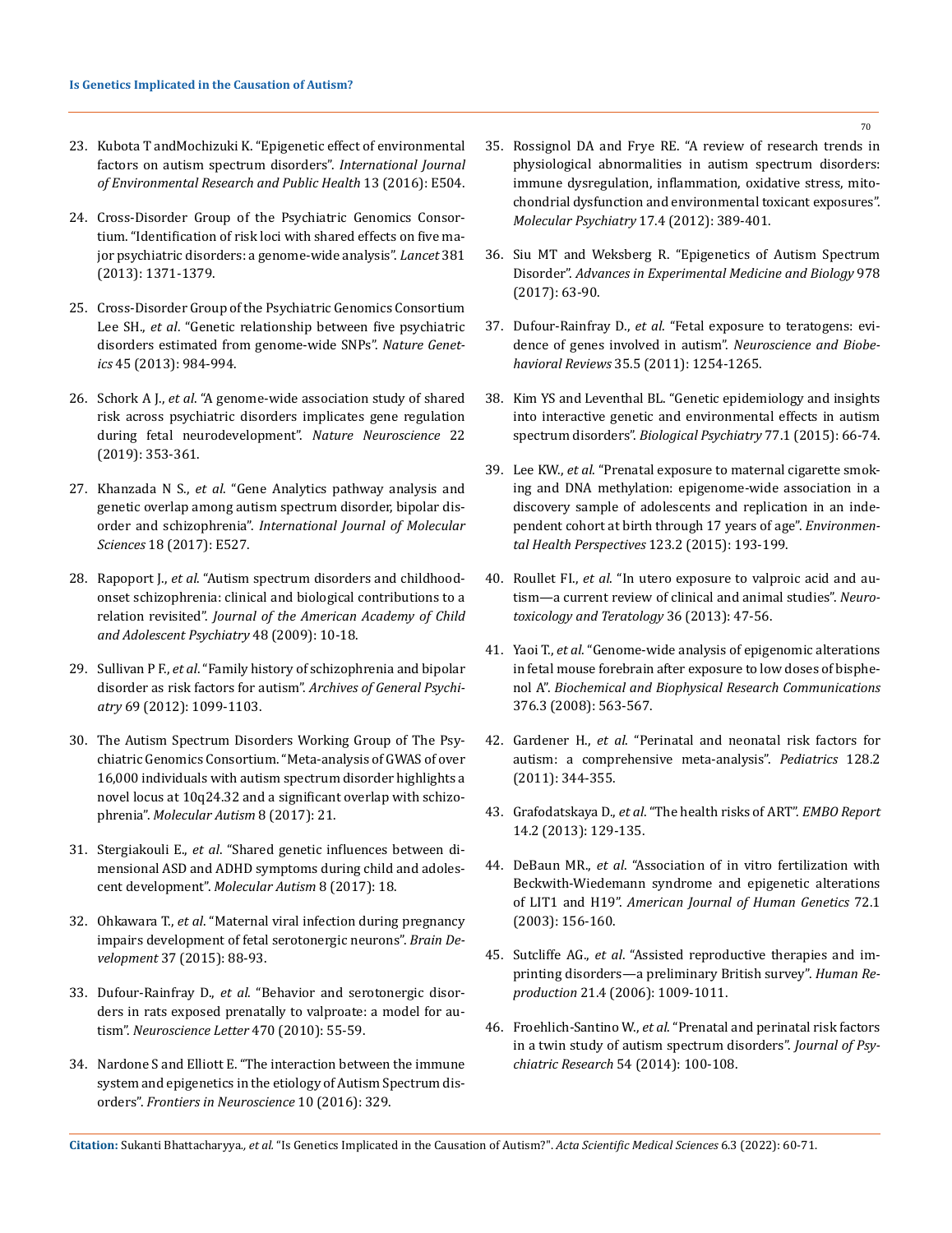23. Kubota T andMochizuki K. "Epigenetic effect of environmental factors on autism spectrum disorders". *International Journal of Environmental Research and Public Health* 13 (2016): E504.

24. Cross-Disorder Group of the Psychiatric Genomics Consortium. "Identification of risk loci with shared effects on five major psychiatric disorders: a genome-wide analysis". *Lancet* 381 (2013): 1371-1379.

25. Cross-Disorder Group of the Psychiatric Genomics Consortium Lee SH., *et al*. "Genetic relationship between five psychiatric disorders estimated from genome-wide SNPs". *Nature Genetics* 45 (2013): 984-994.

26. Schork A J., *et al*. "A genome-wide association study of shared risk across psychiatric disorders implicates gene regulation during fetal neurodevelopment". *Nature Neuroscience* 22 (2019): 353-361.

27. Khanzada N S., *et al*. "Gene Analytics pathway analysis and genetic overlap among autism spectrum disorder, bipolar disorder and schizophrenia". *International Journal of Molecular Sciences* 18 (2017): E527.

28. Rapoport J., *et al*. "Autism spectrum disorders and childhood-onset schizophrenia: clinical and biological contributions to a relation revisited". *Journal of the American Academy of Child and Adolescent Psychiatry* 48 (2009): 10-18.

29. Sullivan P F., *et al*. "Family history of schizophrenia and bipolar disorder as risk factors for autism". *Archives of General Psychiatry* 69 (2012): 1099-1103.

30. The Autism Spectrum Disorders Working Group of The Psychiatric Genomics Consortium. "Meta-analysis of GWAS of over 16,000 individuals with autism spectrum disorder highlights a novel locus at 10q24.32 and a significant overlap with schizophrenia". *Molecular Autism* 8 (2017): 21.

31. Stergiakouli E., *et al*. "Shared genetic influences between dimensional ASD and ADHD symptoms during child and adolescent development". *Molecular Autism* 8 (2017): 18.

32. Ohkawara T., *et al*. "Maternal viral infection during pregnancy impairs development of fetal serotonergic neurons". *Brain Development* 37 (2015): 88-93.

33. Dufour-Rainfray D., *et al*. "Behavior and serotonergic disorders in rats exposed prenatally to valproate: a model for autism". *Neuroscience Letter* 470 (2010): 55-59.

34. Nardone S and Elliott E. "The interaction between the immune system and epigenetics in the etiology of Autism Spectrum disorders". *Frontiers in Neuroscience* 10 (2016): 329.

35. Rossignol DA and Frye RE. "A review of research trends in physiological abnormalities in autism spectrum disorders: immune dysregulation, inflammation, oxidative stress, mitochondrial dysfunction and environmental toxicant exposures". *Molecular Psychiatry* 17.4 (2012): 389-401.

36. Siu MT and Weksberg R. "Epigenetics of Autism Spectrum Disorder". *Advances in Experimental Medicine and Biology* 978 (2017): 63-90.

37. Dufour-Rainfray D., *et al*. "Fetal exposure to teratogens: evidence of genes involved in autism". *Neuroscience and Biobehavioral Reviews* 35.5 (2011): 1254-1265.

38. Kim YS and Leventhal BL. "Genetic epidemiology and insights into interactive genetic and environmental effects in autism spectrum disorders". *Biological Psychiatry* 77.1 (2015): 66-74.

39. Lee KW., *et al*. "Prenatal exposure to maternal cigarette smoking and DNA methylation: epigenome-wide association in a discovery sample of adolescents and replication in an independent cohort at birth through 17 years of age". *Environmental Health Perspectives* 123.2 (2015): 193-199.

40. Roullet FI., *et al*. "In utero exposure to valproic acid and autism—a current review of clinical and animal studies". *Neurotoxicology and Teratology* 36 (2013): 47-56.

41. Yaoi T., *et al*. "Genome-wide analysis of epigenomic alterations in fetal mouse forebrain after exposure to low doses of bisphenol A". *Biochemical and Biophysical Research Communications* 376.3 (2008): 563-567.

42. Gardener H., *et al*. "Perinatal and neonatal risk factors for autism: a comprehensive meta-analysis". *Pediatrics* 128.2 (2011): 344-355.

43. Grafodatskaya D., *et al*. "The health risks of ART". *EMBO Report* 14.2 (2013): 129-135.

44. DeBaun MR., *et al*. "Association of in vitro fertilization with Beckwith-Wiedemann syndrome and epigenetic alterations of LIT1 and H19". *American Journal of Human Genetics* 72.1 (2003): 156-160.

45. Sutcliffe AG., *et al*. "Assisted reproductive therapies and imprinting disorders—a preliminary British survey". *Human Reproduction* 21.4 (2006): 1009-1011.

46. Froehlich-Santino W., *et al*. "Prenatal and perinatal risk factors in a twin study of autism spectrum disorders". *Journal of Psychiatric Research* 54 (2014): 100-108.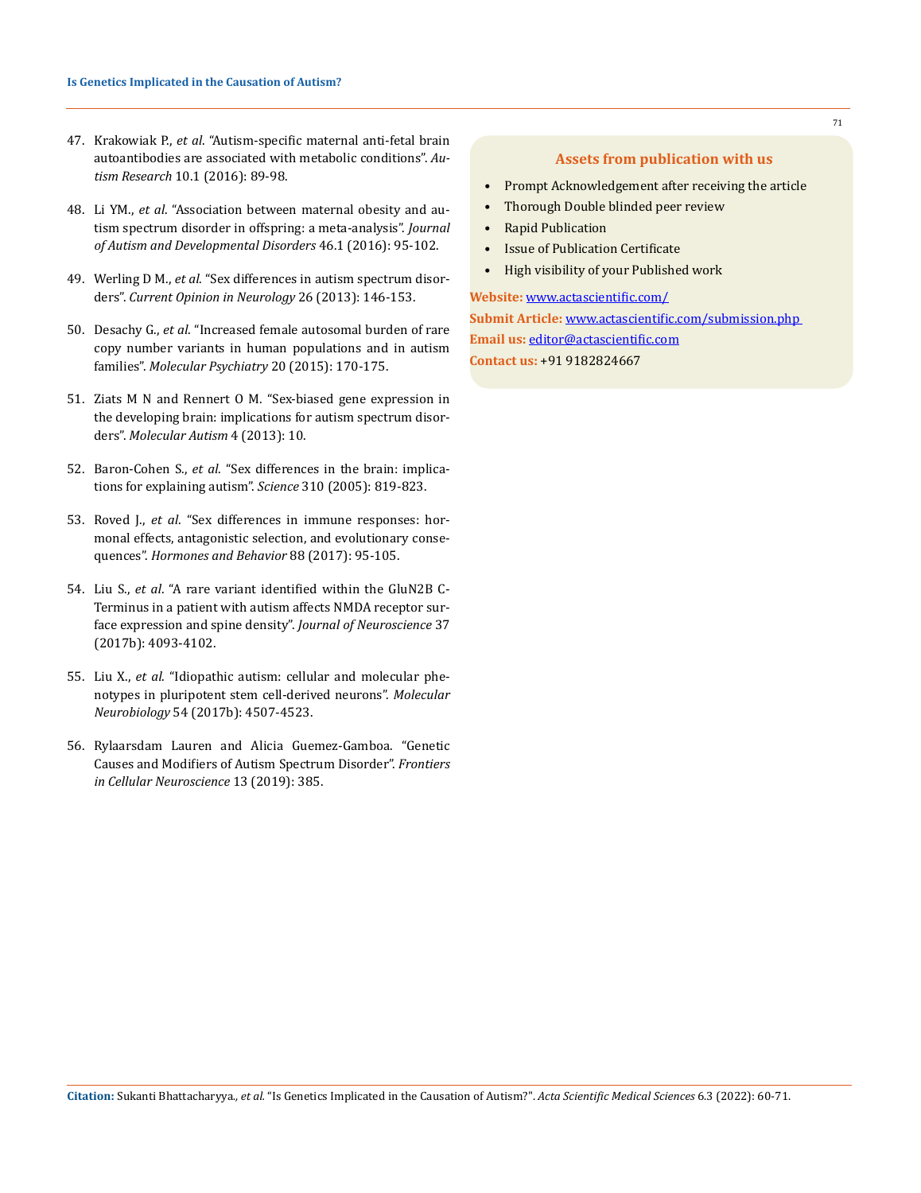47. Krakowiak P., *et al*. “Autism-specific maternal anti-fetal brain autoantibodies are associated with metabolic conditions”. *Autism Research* 10.1 (2016): 89-98.

48. Li YM., *et al*. “Association between maternal obesity and autism spectrum disorder in offspring: a meta-analysis”. *Journal of Autism and Developmental Disorders* 46.1 (2016): 95-102.

49. Werling D M., *et al.* “Sex differences in autism spectrum disorders”. *Current Opinion in Neurology* 26 (2013): 146-153.

50. Desachy G., *et al*. “Increased female autosomal burden of rare copy number variants in human populations and in autism families”. *Molecular Psychiatry* 20 (2015): 170-175.

51. Ziats M N and Rennert O M. “Sex-biased gene expression in the developing brain: implications for autism spectrum disorders”. *Molecular Autism* 4 (2013): 10.

52. Baron-Cohen S., *et al*. “Sex differences in the brain: implications for explaining autism”. *Science* 310 (2005): 819-823.

53. Roved J., *et al*. “Sex differences in immune responses: hormonal effects, antagonistic selection, and evolutionary consequences”. *Hormones and Behavior* 88 (2017): 95-105.

54. Liu S., *et al*. “A rare variant identified within the GluN2B C-Terminus in a patient with autism affects NMDA receptor surface expression and spine density”. *Journal of Neuroscience* 37 (2017b): 4093-4102.

55. Liu X., *et al.* “Idiopathic autism: cellular and molecular phenotypes in pluripotent stem cell-derived neurons”. *Molecular Neurobiology* 54 (2017b): 4507-4523.

56. Rylaarsdam Lauren and Alicia Guemez-Gamboa. “Genetic Causes and Modifiers of Autism Spectrum Disorder”. *Frontiers in Cellular Neuroscience* 13 (2019): 385.

### Assets from publication with us

- Prompt Acknowledgement after receiving the article
- Thorough Double blinded peer review
- Rapid Publication
- Issue of Publication Certificate
- High visibility of your Published work

**Website:** www.actascientific.com/

**Submit Article:** www.actascientific.com/submission.php

**Email us:** editor@actascientific.com

**Contact us:** +91 9182824667